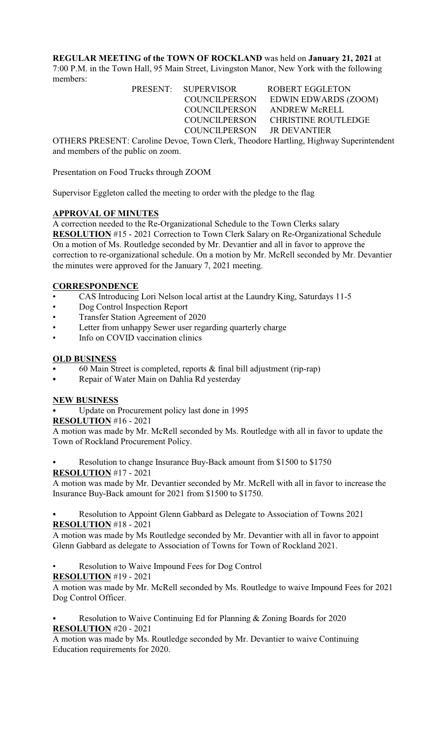**REGULAR MEETING of the TOWN OF ROCKLAND** was held on **January 21, 2021** at 7:00 P.M. in the Town Hall, 95 Main Street, Livingston Manor, New York with the following members:

| PRESENT: | | |
|---|---|---|
| | SUPERVISOR | ROBERT EGGLETON |
| | COUNCILPERSON | EDWIN EDWARDS (ZOOM) |
| | COUNCILPERSON | ANDREW McRELL |
| | COUNCILPERSON | CHRISTINE ROUTLEDGE |
| | COUNCILPERSON | JR DEVANTIER |

OTHERS PRESENT: Caroline Devoe, Town Clerk, Theodore Hartling, Highway Superintendent and members of the public on zoom.

Presentation on Food Trucks through ZOOM

Supervisor Eggleton called the meeting to order with the pledge to the flag

## APPROVAL OF MINUTES

A correction needed to the Re-Organizational Schedule to the Town Clerks salary

**RESOLUTION** #15 - 2021 Correction to Town Clerk Salary on Re-Organizational Schedule

On a motion of Ms. Routledge seconded by Mr. Devantier and all in favor to approve the correction to re-organizational schedule. On a motion by Mr. McRell seconded by Mr. Devantier the minutes were approved for the January 7, 2021 meeting.

## CORRESPONDENCE

- CAS Introducing Lori Nelson local artist at the Laundry King, Saturdays 11-5
- Dog Control Inspection Report
- Transfer Station Agreement of 2020
- Letter from unhappy Sewer user regarding quarterly charge
- Info on COVID vaccination clinics

## OLD BUSINESS

- 60 Main Street is completed, reports & final bill adjustment (rip-rap)
- Repair of Water Main on Dahlia Rd yesterday

## NEW BUSINESS

- Update on Procurement policy last done in 1995

**RESOLUTION** #16 - 2021

A motion was made by Mr. McRell seconded by Ms. Routledge with all in favor to update the Town of Rockland Procurement Policy.

- Resolution to change Insurance Buy-Back amount from $1500 to $1750

**RESOLUTION** #17 - 2021

A motion was made by Mr. Devantier seconded by Mr. McRell with all in favor to increase the Insurance Buy-Back amount for 2021 from $1500 to $1750.

- Resolution to Appoint Glenn Gabbard as Delegate to Association of Towns 2021

**RESOLUTION** #18 - 2021

A motion was made by Ms Routledge seconded by Mr. Devantier with all in favor to appoint Glenn Gabbard as delegate to Association of Towns for Town of Rockland 2021.

- Resolution to Waive Impound Fees for Dog Control

**RESOLUTION** #19 - 2021

A motion was made by Mr. McRell seconded by Ms. Routledge to waive Impound Fees for 2021 Dog Control Officer.

- Resolution to Waive Continuing Ed for Planning & Zoning Boards for 2020

**RESOLUTION** #20 - 2021

A motion was made by Ms. Routledge seconded by Mr. Devantier to waive Continuing Education requirements for 2020.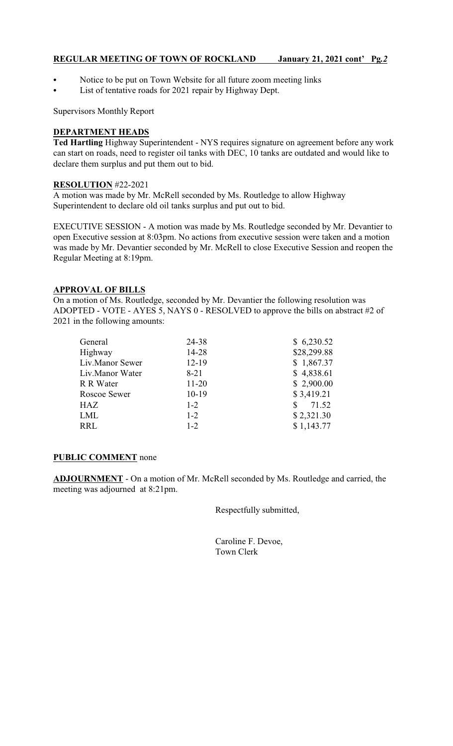- Notice to be put on Town Website for all future zoom meeting links
- List of tentative roads for 2021 repair by Highway Dept.

Supervisors Monthly Report

**DEPARTMENT HEADS**

**Ted Hartling** Highway Superintendent - NYS requires signature on agreement before any work can start on roads, need to register oil tanks with DEC, 10 tanks are outdated and would like to declare them surplus and put them out to bid.

**RESOLUTION** #22-2021

A motion was made by Mr. McRell seconded by Ms. Routledge to allow Highway Superintendent to declare old oil tanks surplus and put out to bid.

EXECUTIVE SESSION - A motion was made by Ms. Routledge seconded by Mr. Devantier to open Executive session at 8:03pm. No actions from executive session were taken and a motion was made by Mr. Devantier seconded by Mr. McRell to close Executive Session and reopen the Regular Meeting at 8:19pm.

**APPROVAL OF BILLS**

On a motion of Ms. Routledge, seconded by Mr. Devantier the following resolution was ADOPTED - VOTE - AYES 5, NAYS 0 - RESOLVED to approve the bills on abstract #2 of 2021 in the following amounts:

| | | |
|---|---|---|
| General | 24-38 | $ 6,230.52 |
| Highway | 14-28 | $28,299.88 |
| Liv.Manor Sewer | 12-19 | $ 1,867.37 |
| Liv.Manor Water | 8-21 | $ 4,838.61 |
| R R Water | 11-20 | $ 2,900.00 |
| Roscoe Sewer | 10-19 | $ 3,419.21 |
| HAZ | 1-2 | $ 71.52 |
| LML | 1-2 | $ 2,321.30 |
| RRL | 1-2 | $ 1,143.77 |

**PUBLIC COMMENT** none

**ADJOURNMENT** - On a motion of Mr. McRell seconded by Ms. Routledge and carried, the meeting was adjourned at 8:21pm.

Respectfully submitted,

Caroline F. Devoe,
Town Clerk